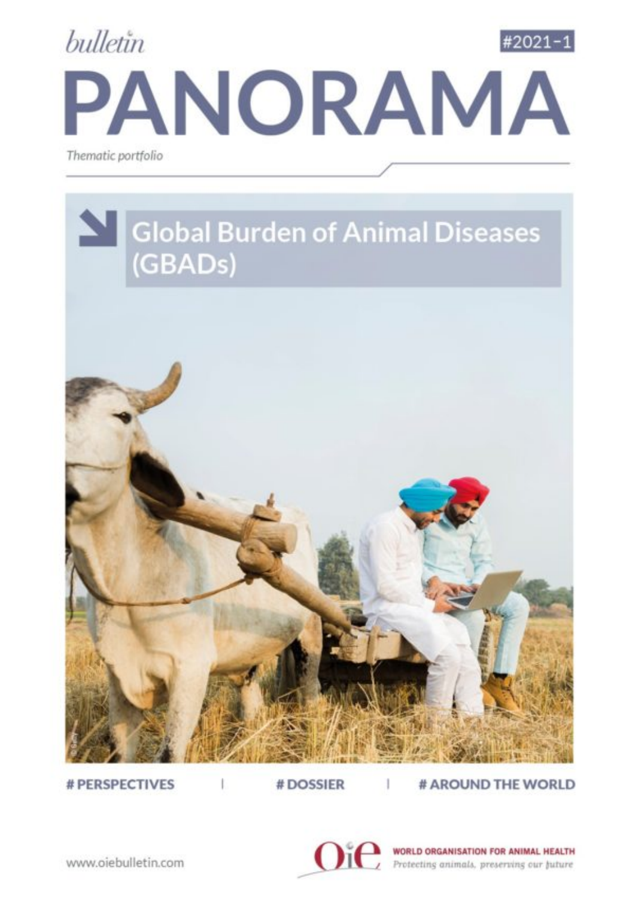*bulletin*

#2021-1

# PANORAMA

*Thematic portfolio*

## Global Burden of Animal Diseases (GBADs)

# PERSPECTIVES | # DOSSIER | # AROUND THE WORLD

www.oiebulletin.com

OIE WORLD ORGANISATION FOR ANIMAL HEALTH

*Protecting animals, preserving our future*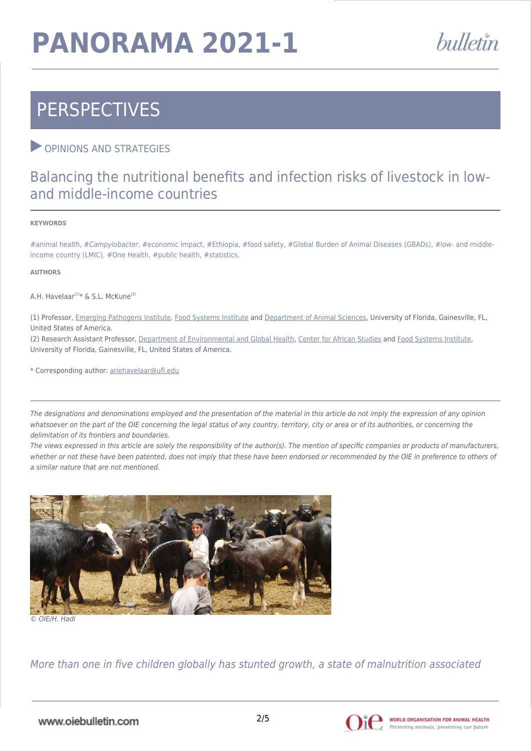# PERSPECTIVES

OPINIONS AND STRATEGIES

## Balancing the nutritional benefits and infection risks of livestock in low- and middle-income countries

**KEYWORDS**

#animal health, #*Campylobacter*, #economic impact, #Ethiopia, #food safety, #Global Burden of Animal Diseases (GBADs), #low- and middle-income country (LMIC), #One Health, #public health, #statistics.

**AUTHORS**

A.H. Havelaar[1]* & S.L. McKune[2]

(1) Professor, Emerging Pathogens Institute, Food Systems Institute and Department of Animal Sciences, University of Florida, Gainesville, FL, United States of America.
(2) Research Assistant Professor, Department of Environmental and Global Health, Center for African Studies and Food Systems Institute, University of Florida, Gainesville, FL, United States of America.

* Corresponding author: ariehavelaar@ufl.edu

*The designations and denominations employed and the presentation of the material in this article do not imply the expression of any opinion whatsoever on the part of the OIE concerning the legal status of any country, territory, city or area or of its authorities, or concerning the delimitation of its frontiers and boundaries.*
*The views expressed in this article are solely the responsibility of the author(s). The mention of specific companies or products of manufacturers, whether or not these have been patented, does not imply that these have been endorsed or recommended by the OIE in preference to others of a similar nature that are not mentioned.*

© OIE/H. Hadi

*More than one in five children globally has stunted growth, a state of malnutrition associated*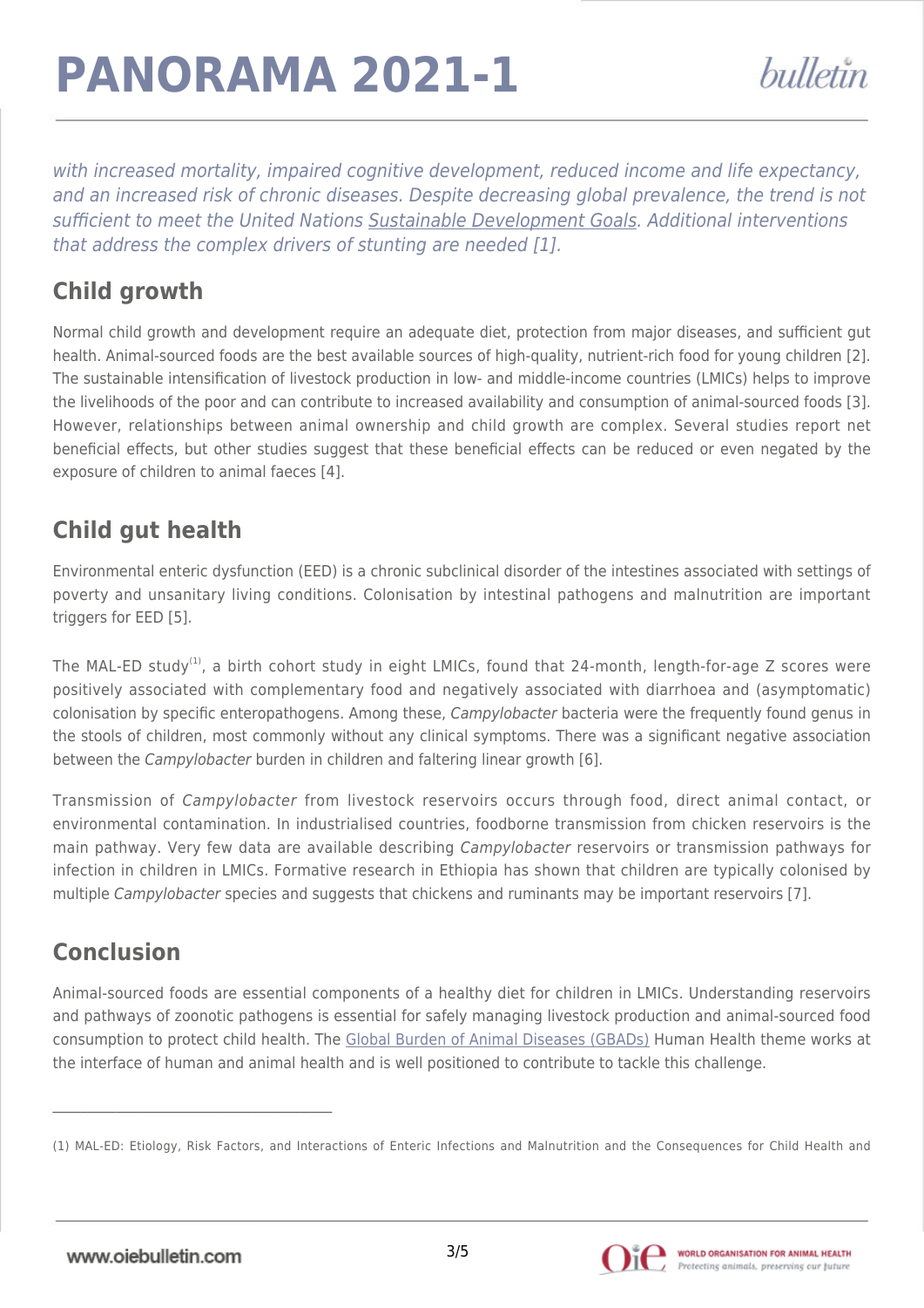*with increased mortality, impaired cognitive development, reduced income and life expectancy, and an increased risk of chronic diseases. Despite decreasing global prevalence, the trend is not sufficient to meet the United Nations Sustainable Development Goals. Additional interventions that address the complex drivers of stunting are needed [1].*

## Child growth

Normal child growth and development require an adequate diet, protection from major diseases, and sufficient gut health. Animal-sourced foods are the best available sources of high-quality, nutrient-rich food for young children [2]. The sustainable intensification of livestock production in low- and middle-income countries (LMICs) helps to improve the livelihoods of the poor and can contribute to increased availability and consumption of animal-sourced foods [3]. However, relationships between animal ownership and child growth are complex. Several studies report net beneficial effects, but other studies suggest that these beneficial effects can be reduced or even negated by the exposure of children to animal faeces [4].

## Child gut health

Environmental enteric dysfunction (EED) is a chronic subclinical disorder of the intestines associated with settings of poverty and unsanitary living conditions. Colonisation by intestinal pathogens and malnutrition are important triggers for EED [5].

The MAL-ED study(1), a birth cohort study in eight LMICs, found that 24-month, length-for-age Z scores were positively associated with complementary food and negatively associated with diarrhoea and (asymptomatic) colonisation by specific enteropathogens. Among these, *Campylobacter* bacteria were the frequently found genus in the stools of children, most commonly without any clinical symptoms. There was a significant negative association between the *Campylobacter* burden in children and faltering linear growth [6].

Transmission of *Campylobacter* from livestock reservoirs occurs through food, direct animal contact, or environmental contamination. In industrialised countries, foodborne transmission from chicken reservoirs is the main pathway. Very few data are available describing *Campylobacter* reservoirs or transmission pathways for infection in children in LMICs. Formative research in Ethiopia has shown that children are typically colonised by multiple *Campylobacter* species and suggests that chickens and ruminants may be important reservoirs [7].

## Conclusion

Animal-sourced foods are essential components of a healthy diet for children in LMICs. Understanding reservoirs and pathways of zoonotic pathogens is essential for safely managing livestock production and animal-sourced food consumption to protect child health. The Global Burden of Animal Diseases (GBADs) Human Health theme works at the interface of human and animal health and is well positioned to contribute to tackle this challenge.

---

(1) MAL-ED: Etiology, Risk Factors, and Interactions of Enteric Infections and Malnutrition and the Consequences for Child Health and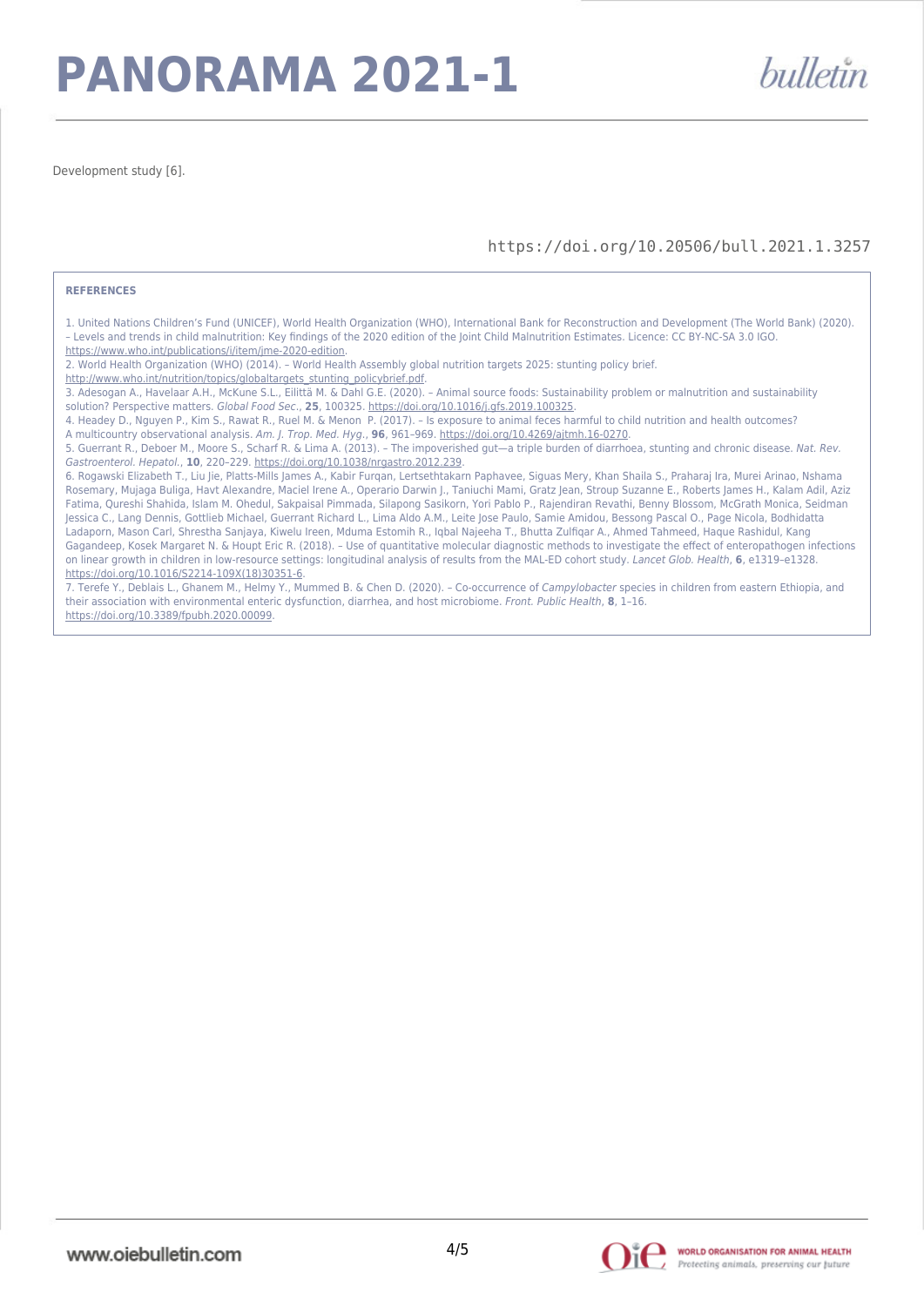Development study [6].

https://doi.org/10.20506/bull.2021.1.3257

**REFERENCES**

1. United Nations Children's Fund (UNICEF), World Health Organization (WHO), International Bank for Reconstruction and Development (The World Bank) (2020). – Levels and trends in child malnutrition: Key findings of the 2020 edition of the Joint Child Malnutrition Estimates. Licence: CC BY-NC-SA 3.0 IGO. https://www.who.int/publications/i/item/jme-2020-edition.
2. World Health Organization (WHO) (2014). – World Health Assembly global nutrition targets 2025: stunting policy brief. http://www.who.int/nutrition/topics/globaltargets_stunting_policybrief.pdf.
3. Adesogan A., Havelaar A.H., McKune S.L., Eilittä M. & Dahl G.E. (2020). – Animal source foods: Sustainability problem or malnutrition and sustainability solution? Perspective matters. *Global Food Sec.*, **25**, 100325. https://doi.org/10.1016/j.gfs.2019.100325.
4. Headey D., Nguyen P., Kim S., Rawat R., Ruel M. & Menon P. (2017). – Is exposure to animal feces harmful to child nutrition and health outcomes? A multicountry observational analysis. *Am. J. Trop. Med. Hyg.*, **96**, 961–969. https://doi.org/10.4269/ajtmh.16-0270.
5. Guerrant R., Deboer M., Moore S., Scharf R. & Lima A. (2013). – The impoverished gut—a triple burden of diarrhoea, stunting and chronic disease. *Nat. Rev. Gastroenterol. Hepatol.*, **10**, 220–229. https://doi.org/10.1038/nrgastro.2012.239.
6. Rogawski Elizabeth T., Liu Jie, Platts-Mills James A., Kabir Furqan, Lertsethtakarn Paphavee, Siguas Mery, Khan Shaila S., Praharaj Ira, Murei Arinao, Nshama Rosemary, Mujaga Buliga, Havt Alexandre, Maciel Irene A., Operario Darwin J., Taniuchi Mami, Gratz Jean, Stroup Suzanne E., Roberts James H., Kalam Adil, Aziz Fatima, Qureshi Shahida, Islam M. Ohedul, Sakpaisal Pimmada, Silapong Sasikorn, Yori Pablo P., Rajendiran Revathi, Benny Blossom, McGrath Monica, Seidman Jessica C., Lang Dennis, Gottlieb Michael, Guerrant Richard L., Lima Aldo A.M., Leite Jose Paulo, Samie Amidou, Bessong Pascal O., Page Nicola, Bodhidatta Ladaporn, Mason Carl, Shrestha Sanjaya, Kiwelu Ireen, Mduma Estomih R., Iqbal Najeeha T., Bhutta Zulfiqar A., Ahmed Tahmeed, Haque Rashidul, Kang Gagandeep, Kosek Margaret N. & Houpt Eric R. (2018). – Use of quantitative molecular diagnostic methods to investigate the effect of enteropathogen infections on linear growth in children in low-resource settings: longitudinal analysis of results from the MAL-ED cohort study. *Lancet Glob. Health*, **6**, e1319–e1328. https://doi.org/10.1016/S2214-109X(18)30351-6.
7. Terefe Y., Deblais L., Ghanem M., Helmy Y., Mummed B. & Chen D. (2020). – Co-occurrence of *Campylobacter* species in children from eastern Ethiopia, and their association with environmental enteric dysfunction, diarrhea, and host microbiome. *Front. Public Health*, **8**, 1–16. https://doi.org/10.3389/fpubh.2020.00099.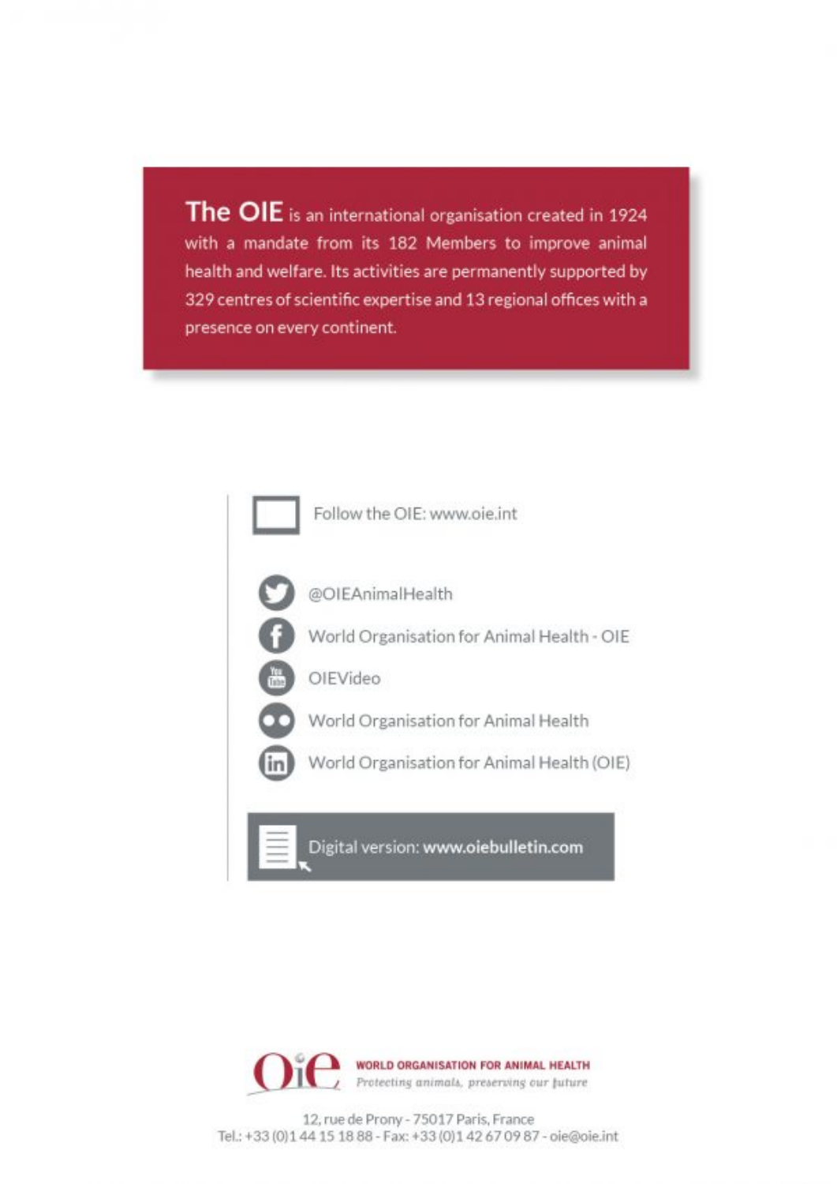**The OIE** is an international organisation created in 1924 with a mandate from its 182 Members to improve animal health and welfare. Its activities are permanently supported by 329 centres of scientific expertise and 13 regional offices with a presence on every continent.

Follow the OIE: www.oie.int

@OIEAnimalHealth

World Organisation for Animal Health - OIE

OIEVideo

World Organisation for Animal Health

World Organisation for Animal Health (OIE)

Digital version: **www.oiebulletin.com**

**WORLD ORGANISATION FOR ANIMAL HEALTH**

*Protecting animals, preserving our future*

12, rue de Prony - 75017 Paris, France

Tel.: +33 (0)1 44 15 18 88 - Fax: +33 (0)1 42 67 09 87 - oie@oie.int